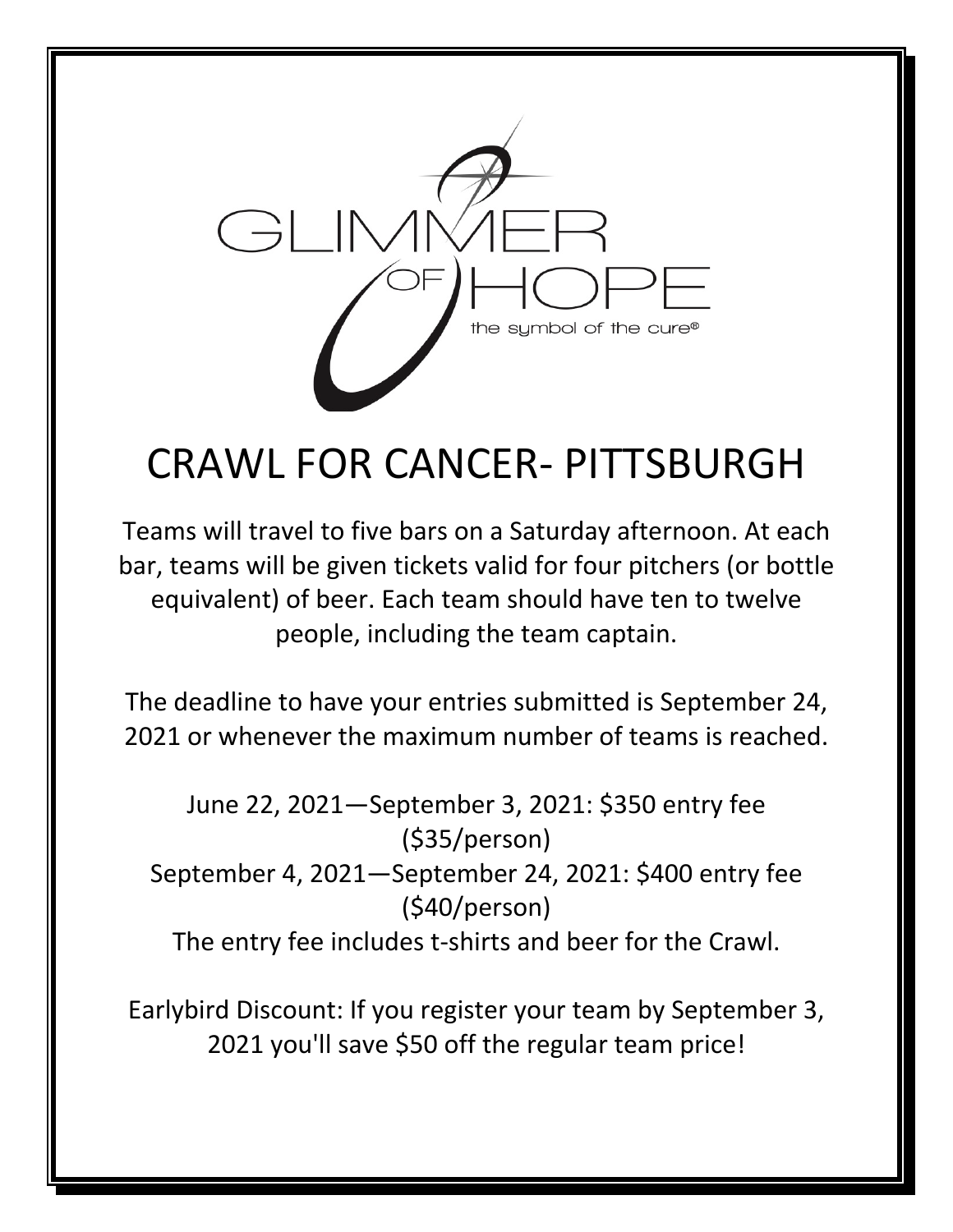GLIMMER OF HOPE

the symbol of the cure®

# CRAWL FOR CANCER- PITTSBURGH

Teams will travel to five bars on a Saturday afternoon. At each bar, teams will be given tickets valid for four pitchers (or bottle equivalent) of beer. Each team should have ten to twelve people, including the team captain.

The deadline to have your entries submitted is September 24, 2021 or whenever the maximum number of teams is reached.

June 22, 2021—September 3, 2021: $350 entry fee ($35/person)

September 4, 2021—September 24, 2021: $400 entry fee ($40/person)

The entry fee includes t-shirts and beer for the Crawl.

Earlybird Discount: If you register your team by September 3, 2021 you'll save $50 off the regular team price!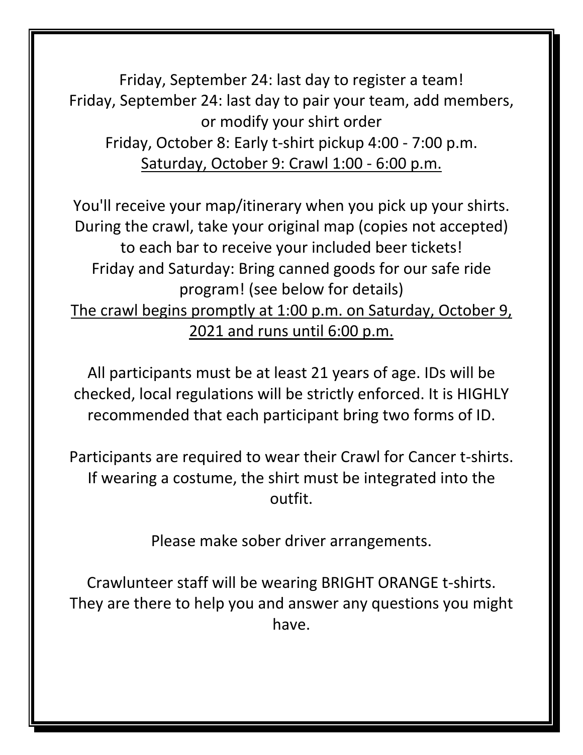Friday, September 24: last day to register a team!
Friday, September 24: last day to pair your team, add members, or modify your shirt order
Friday, October 8: Early t-shirt pickup 4:00 - 7:00 p.m.
<u>Saturday, October 9: Crawl 1:00 - 6:00 p.m.</u>

You'll receive your map/itinerary when you pick up your shirts. During the crawl, take your original map (copies not accepted) to each bar to receive your included beer tickets!
Friday and Saturday: Bring canned goods for our safe ride program! (see below for details)
<u>The crawl begins promptly at 1:00 p.m. on Saturday, October 9, 2021 and runs until 6:00 p.m.</u>

All participants must be at least 21 years of age. IDs will be checked, local regulations will be strictly enforced. It is HIGHLY recommended that each participant bring two forms of ID.

Participants are required to wear their Crawl for Cancer t-shirts. If wearing a costume, the shirt must be integrated into the outfit.

Please make sober driver arrangements.

Crawlunteer staff will be wearing BRIGHT ORANGE t-shirts. They are there to help you and answer any questions you might have.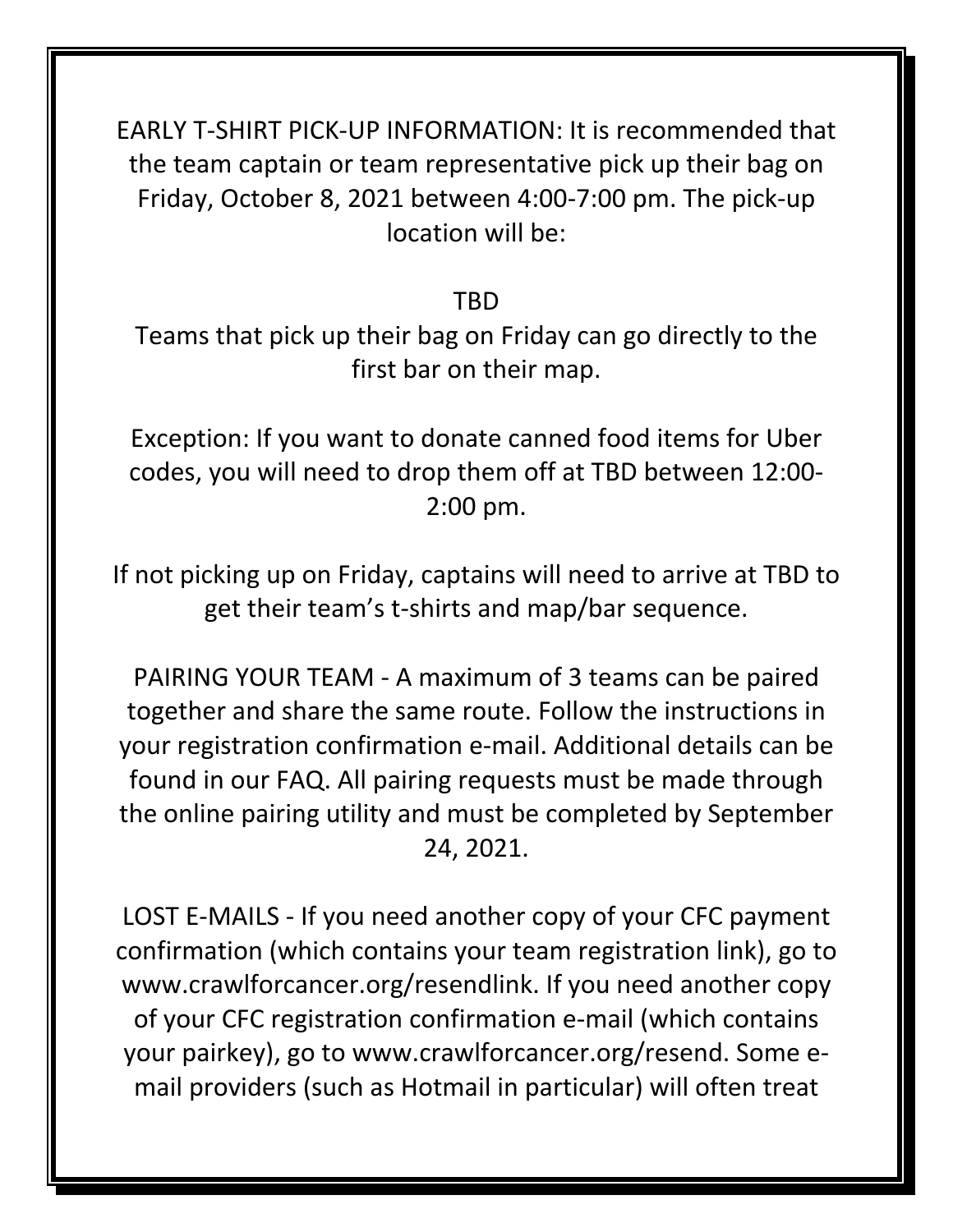EARLY T-SHIRT PICK-UP INFORMATION: It is recommended that the team captain or team representative pick up their bag on Friday, October 8, 2021 between 4:00-7:00 pm. The pick-up location will be:

TBD

Teams that pick up their bag on Friday can go directly to the first bar on their map.

Exception: If you want to donate canned food items for Uber codes, you will need to drop them off at TBD between 12:00-2:00 pm.

If not picking up on Friday, captains will need to arrive at TBD to get their team's t-shirts and map/bar sequence.

PAIRING YOUR TEAM - A maximum of 3 teams can be paired together and share the same route. Follow the instructions in your registration confirmation e-mail. Additional details can be found in our FAQ. All pairing requests must be made through the online pairing utility and must be completed by September 24, 2021.

LOST E-MAILS - If you need another copy of your CFC payment confirmation (which contains your team registration link), go to www.crawlforcancer.org/resendlink. If you need another copy of your CFC registration confirmation e-mail (which contains your pairkey), go to www.crawlforcancer.org/resend. Some e-mail providers (such as Hotmail in particular) will often treat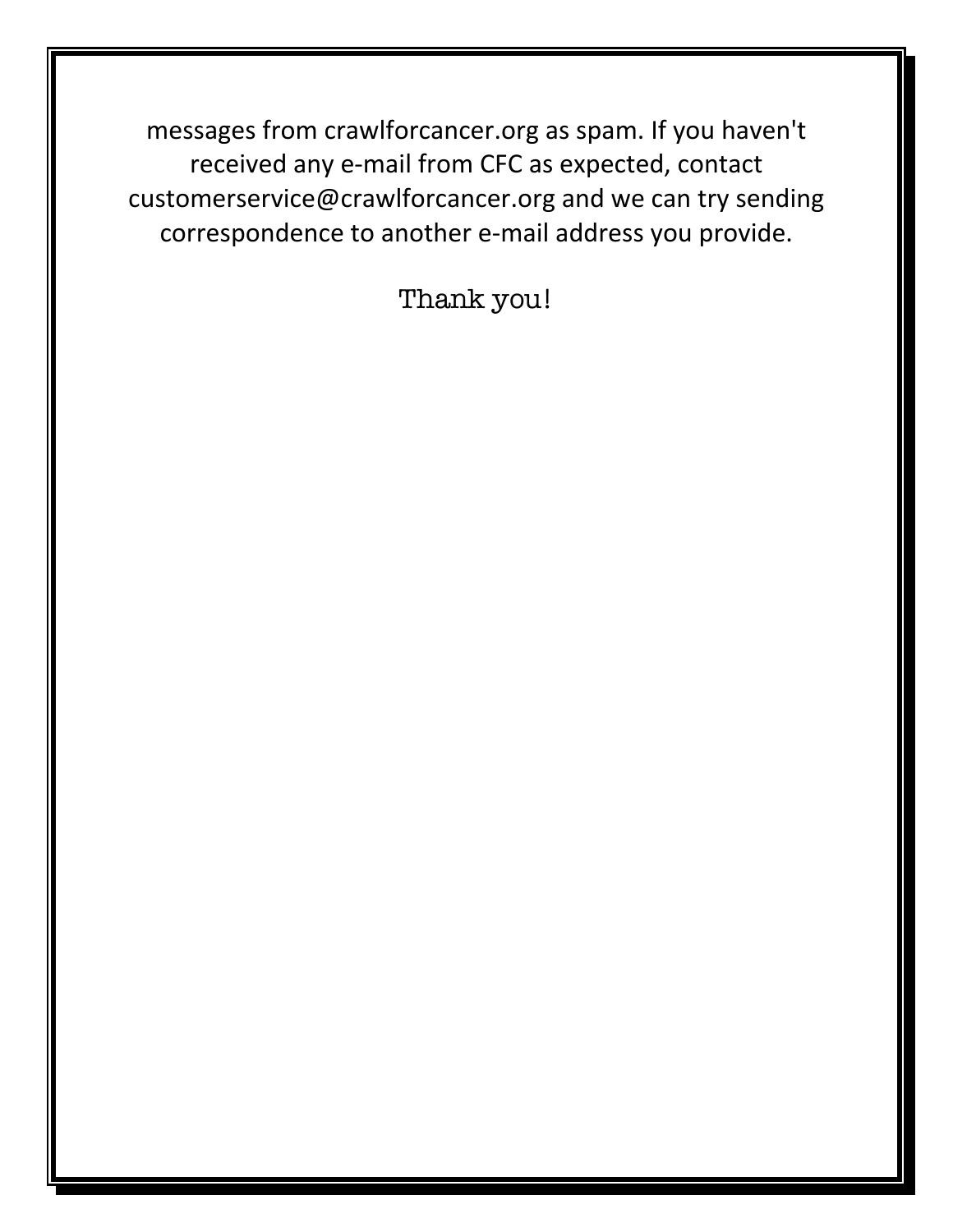messages from crawlforcancer.org as spam. If you haven't received any e-mail from CFC as expected, contact customerservice@crawlforcancer.org and we can try sending correspondence to another e-mail address you provide.

Thank you!